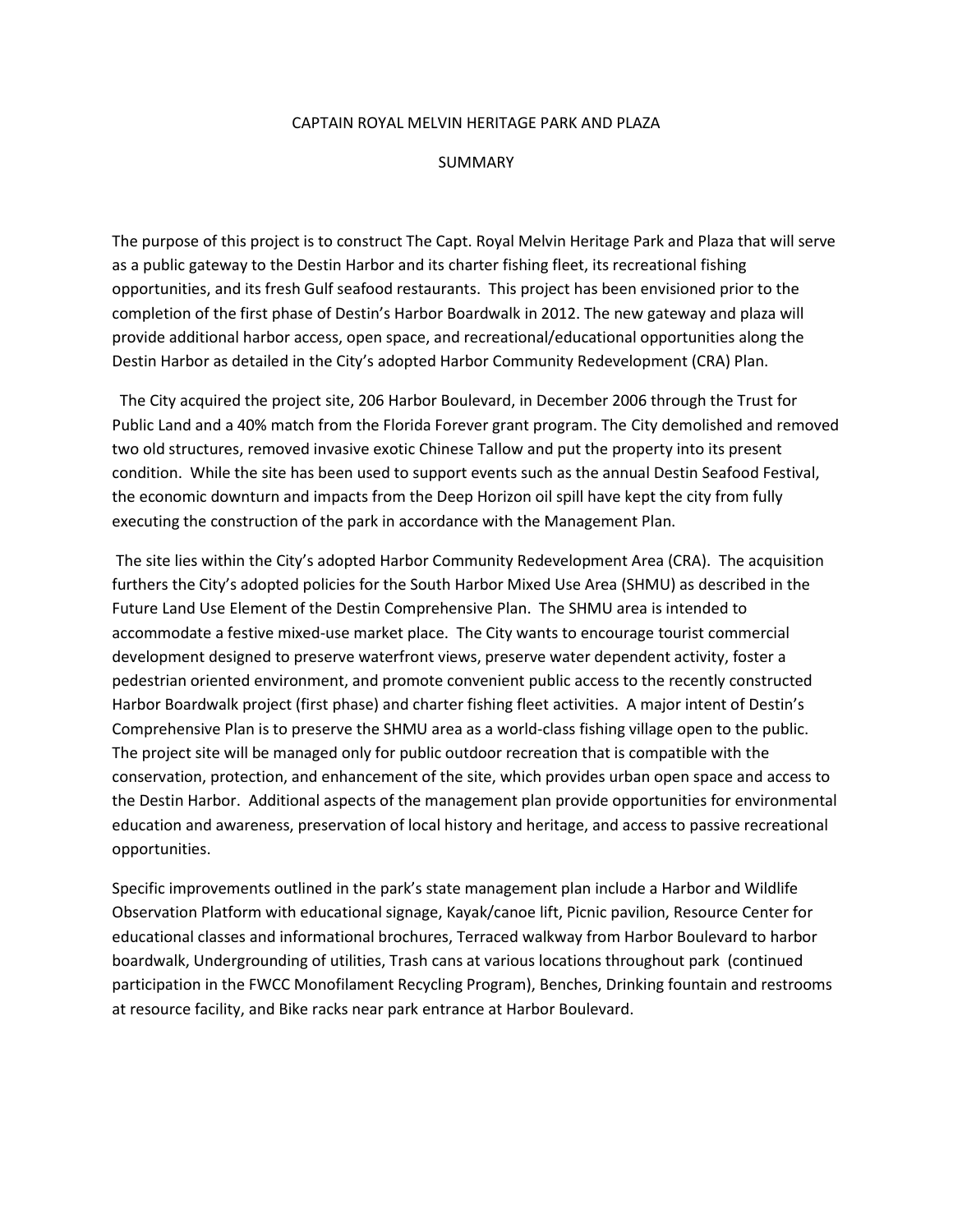# CAPTAIN ROYAL MELVIN HERITAGE PARK AND PLAZA

## SUMMARY

The purpose of this project is to construct The Capt. Royal Melvin Heritage Park and Plaza that will serve as a public gateway to the Destin Harbor and its charter fishing fleet, its recreational fishing opportunities, and its fresh Gulf seafood restaurants. This project has been envisioned prior to the completion of the first phase of Destin's Harbor Boardwalk in 2012. The new gateway and plaza will provide additional harbor access, open space, and recreational/educational opportunities along the Destin Harbor as detailed in the City's adopted Harbor Community Redevelopment (CRA) Plan.

The City acquired the project site, 206 Harbor Boulevard, in December 2006 through the Trust for Public Land and a 40% match from the Florida Forever grant program. The City demolished and removed two old structures, removed invasive exotic Chinese Tallow and put the property into its present condition. While the site has been used to support events such as the annual Destin Seafood Festival, the economic downturn and impacts from the Deep Horizon oil spill have kept the city from fully executing the construction of the park in accordance with the Management Plan.

The site lies within the City's adopted Harbor Community Redevelopment Area (CRA). The acquisition furthers the City's adopted policies for the South Harbor Mixed Use Area (SHMU) as described in the Future Land Use Element of the Destin Comprehensive Plan. The SHMU area is intended to accommodate a festive mixed-use market place. The City wants to encourage tourist commercial development designed to preserve waterfront views, preserve water dependent activity, foster a pedestrian oriented environment, and promote convenient public access to the recently constructed Harbor Boardwalk project (first phase) and charter fishing fleet activities. A major intent of Destin's Comprehensive Plan is to preserve the SHMU area as a world-class fishing village open to the public. The project site will be managed only for public outdoor recreation that is compatible with the conservation, protection, and enhancement of the site, which provides urban open space and access to the Destin Harbor. Additional aspects of the management plan provide opportunities for environmental education and awareness, preservation of local history and heritage, and access to passive recreational opportunities.

Specific improvements outlined in the park's state management plan include a Harbor and Wildlife Observation Platform with educational signage, Kayak/canoe lift, Picnic pavilion, Resource Center for educational classes and informational brochures, Terraced walkway from Harbor Boulevard to harbor boardwalk, Undergrounding of utilities, Trash cans at various locations throughout park (continued participation in the FWCC Monofilament Recycling Program), Benches, Drinking fountain and restrooms at resource facility, and Bike racks near park entrance at Harbor Boulevard.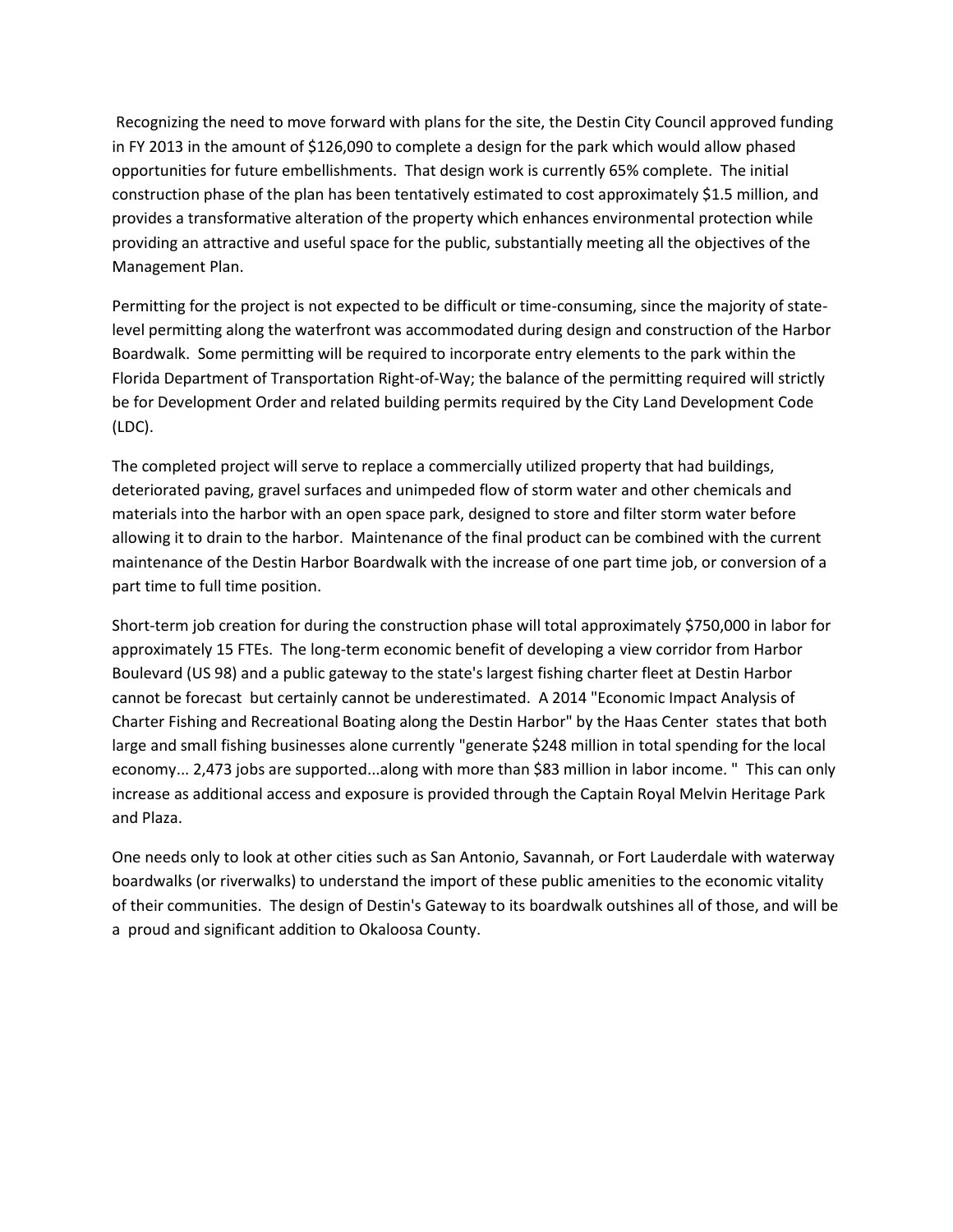Recognizing the need to move forward with plans for the site, the Destin City Council approved funding in FY 2013 in the amount of $126,090 to complete a design for the park which would allow phased opportunities for future embellishments. That design work is currently 65% complete. The initial construction phase of the plan has been tentatively estimated to cost approximately $1.5 million, and provides a transformative alteration of the property which enhances environmental protection while providing an attractive and useful space for the public, substantially meeting all the objectives of the Management Plan.

Permitting for the project is not expected to be difficult or time-consuming, since the majority of state-level permitting along the waterfront was accommodated during design and construction of the Harbor Boardwalk. Some permitting will be required to incorporate entry elements to the park within the Florida Department of Transportation Right-of-Way; the balance of the permitting required will strictly be for Development Order and related building permits required by the City Land Development Code (LDC).

The completed project will serve to replace a commercially utilized property that had buildings, deteriorated paving, gravel surfaces and unimpeded flow of storm water and other chemicals and materials into the harbor with an open space park, designed to store and filter storm water before allowing it to drain to the harbor. Maintenance of the final product can be combined with the current maintenance of the Destin Harbor Boardwalk with the increase of one part time job, or conversion of a part time to full time position.

Short-term job creation for during the construction phase will total approximately $750,000 in labor for approximately 15 FTEs. The long-term economic benefit of developing a view corridor from Harbor Boulevard (US 98) and a public gateway to the state's largest fishing charter fleet at Destin Harbor cannot be forecast but certainly cannot be underestimated. A 2014 "Economic Impact Analysis of Charter Fishing and Recreational Boating along the Destin Harbor" by the Haas Center states that both large and small fishing businesses alone currently "generate $248 million in total spending for the local economy... 2,473 jobs are supported...along with more than $83 million in labor income. " This can only increase as additional access and exposure is provided through the Captain Royal Melvin Heritage Park and Plaza.

One needs only to look at other cities such as San Antonio, Savannah, or Fort Lauderdale with waterway boardwalks (or riverwalks) to understand the import of these public amenities to the economic vitality of their communities. The design of Destin's Gateway to its boardwalk outshines all of those, and will be a proud and significant addition to Okaloosa County.